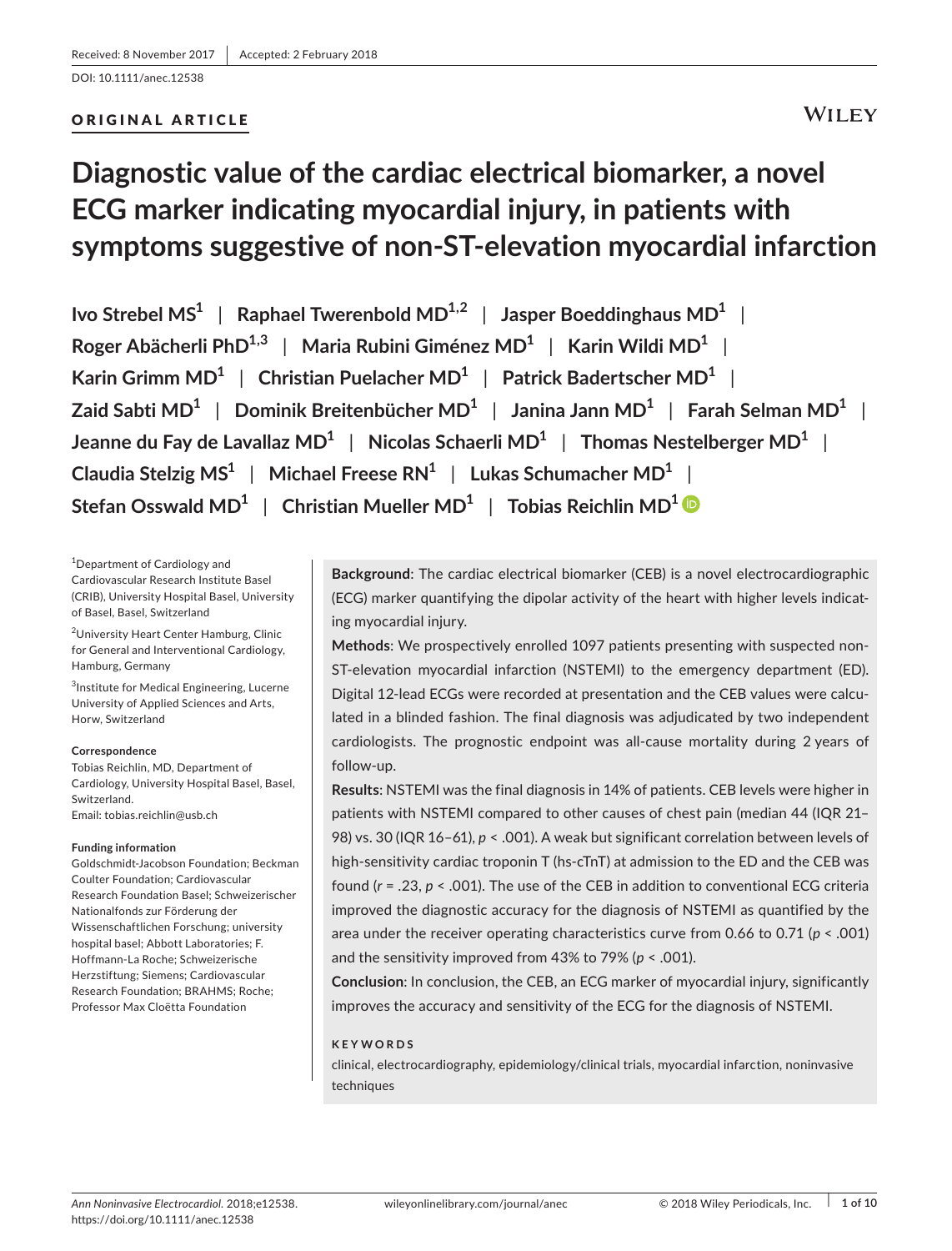Received: 8 November 2017 | Accepted: 2 February 2018

DOI: 10.1111/anec.12538

ORIGINAL ARTICLE

# Diagnostic value of the cardiac electrical biomarker, a novel ECG marker indicating myocardial injury, in patients with symptoms suggestive of non-ST-elevation myocardial infarction

**Ivo Strebel MS[1] | Raphael Twerenbold MD[1,2] | Jasper Boeddinghaus MD[1] | Roger Abächerli PhD[1,3] | Maria Rubini Giménez MD[1] | Karin Wildi MD[1] | Karin Grimm MD[1] | Christian Puelacher MD[1] | Patrick Badertscher MD[1] | Zaid Sabti MD[1] | Dominik Breitenbücher MD[1] | Janina Jann MD[1] | Farah Selman MD[1] | Jeanne du Fay de Lavallaz MD[1] | Nicolas Schaerli MD[1] | Thomas Nestelberger MD[1] | Claudia Stelzig MS[1] | Michael Freese RN[1] | Lukas Schumacher MD[1] | Stefan Osswald MD[1] | Christian Mueller MD[1] | Tobias Reichlin MD[1]**

[1]Department of Cardiology and Cardiovascular Research Institute Basel (CRIB), University Hospital Basel, University of Basel, Basel, Switzerland

[2]University Heart Center Hamburg, Clinic for General and Interventional Cardiology, Hamburg, Germany

[3]Institute for Medical Engineering, Lucerne University of Applied Sciences and Arts, Horw, Switzerland

**Correspondence**
Tobias Reichlin, MD, Department of Cardiology, University Hospital Basel, Basel, Switzerland.
Email: tobias.reichlin@usb.ch

**Funding information**
Goldschmidt-Jacobson Foundation; Beckman Coulter Foundation; Cardiovascular Research Foundation Basel; Schweizerischer Nationalfonds zur Förderung der Wissenschaftlichen Forschung; university hospital basel; Abbott Laboratories; F. Hoffmann-La Roche; Schweizerische Herzstiftung; Siemens; Cardiovascular Research Foundation; BRAHMS; Roche; Professor Max Cloëtta Foundation

**Background**: The cardiac electrical biomarker (CEB) is a novel electrocardiographic (ECG) marker quantifying the dipolar activity of the heart with higher levels indicating myocardial injury.

**Methods**: We prospectively enrolled 1097 patients presenting with suspected non-ST-elevation myocardial infarction (NSTEMI) to the emergency department (ED). Digital 12-lead ECGs were recorded at presentation and the CEB values were calculated in a blinded fashion. The final diagnosis was adjudicated by two independent cardiologists. The prognostic endpoint was all-cause mortality during 2 years of follow-up.

**Results**: NSTEMI was the final diagnosis in 14% of patients. CEB levels were higher in patients with NSTEMI compared to other causes of chest pain (median 44 (IQR 21–98) vs. 30 (IQR 16–61), $p < .001$). A weak but significant correlation between levels of high-sensitivity cardiac troponin T (hs-cTnT) at admission to the ED and the CEB was found ($r = .23$, $p < .001$). The use of the CEB in addition to conventional ECG criteria improved the diagnostic accuracy for the diagnosis of NSTEMI as quantified by the area under the receiver operating characteristics curve from 0.66 to 0.71 ($p < .001$) and the sensitivity improved from 43% to 79% ($p < .001$).

**Conclusion**: In conclusion, the CEB, an ECG marker of myocardial injury, significantly improves the accuracy and sensitivity of the ECG for the diagnosis of NSTEMI.

**KEYWORDS**
clinical, electrocardiography, epidemiology/clinical trials, myocardial infarction, noninvasive techniques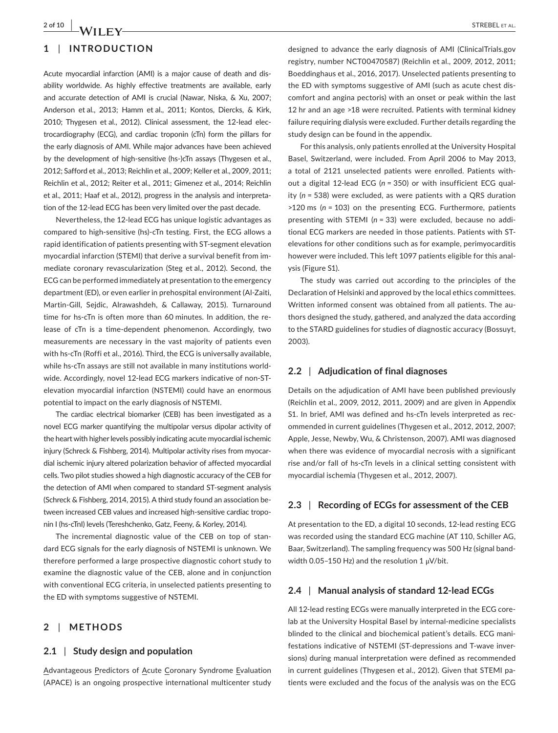## 1 | INTRODUCTION

Acute myocardial infarction (AMI) is a major cause of death and disability worldwide. As highly effective treatments are available, early and accurate detection of AMI is crucial (Nawar, Niska, & Xu, 2007; Anderson et al., 2013; Hamm et al., 2011; Kontos, Diercks, & Kirk, 2010; Thygesen et al., 2012). Clinical assessment, the 12-lead electrocardiography (ECG), and cardiac troponin (cTn) form the pillars for the early diagnosis of AMI. While major advances have been achieved by the development of high-sensitive (hs-)cTn assays (Thygesen et al., 2012; Safford et al., 2013; Reichlin et al., 2009; Keller et al., 2009, 2011; Reichlin et al., 2012; Reiter et al., 2011; Gimenez et al., 2014; Reichlin et al., 2011; Haaf et al., 2012), progress in the analysis and interpretation of the 12-lead ECG has been very limited over the past decade.

Nevertheless, the 12-lead ECG has unique logistic advantages as compared to high-sensitive (hs)-cTn testing. First, the ECG allows a rapid identification of patients presenting with ST-segment elevation myocardial infarction (STEMI) that derive a survival benefit from immediate coronary revascularization (Steg et al., 2012). Second, the ECG can be performed immediately at presentation to the emergency department (ED), or even earlier in prehospital environment (Al-Zaiti, Martin-Gill, Sejdic, Alrawashdeh, & Callaway, 2015). Turnaround time for hs-cTn is often more than 60 minutes. In addition, the release of cTn is a time-dependent phenomenon. Accordingly, two measurements are necessary in the vast majority of patients even with hs-cTn (Roffi et al., 2016). Third, the ECG is universally available, while hs-cTn assays are still not available in many institutions worldwide. Accordingly, novel 12-lead ECG markers indicative of non-ST-elevation myocardial infarction (NSTEMI) could have an enormous potential to impact on the early diagnosis of NSTEMI.

The cardiac electrical biomarker (CEB) has been investigated as a novel ECG marker quantifying the multipolar versus dipolar activity of the heart with higher levels possibly indicating acute myocardial ischemic injury (Schreck & Fishberg, 2014). Multipolar activity rises from myocardial ischemic injury altered polarization behavior of affected myocardial cells. Two pilot studies showed a high diagnostic accuracy of the CEB for the detection of AMI when compared to standard ST-segment analysis (Schreck & Fishberg, 2014, 2015). A third study found an association between increased CEB values and increased high-sensitive cardiac troponin I (hs-cTnI) levels (Tereshchenko, Gatz, Feeny, & Korley, 2014).

The incremental diagnostic value of the CEB on top of standard ECG signals for the early diagnosis of NSTEMI is unknown. We therefore performed a large prospective diagnostic cohort study to examine the diagnostic value of the CEB, alone and in conjunction with conventional ECG criteria, in unselected patients presenting to the ED with symptoms suggestive of NSTEMI.

## 2 | METHODS

### 2.1 | Study design and population

Advantageous Predictors of Acute Coronary Syndrome Evaluation (APACE) is an ongoing prospective international multicenter study designed to advance the early diagnosis of AMI (ClinicalTrials.gov registry, number NCT00470587) (Reichlin et al., 2009, 2012, 2011; Boeddinghaus et al., 2016, 2017). Unselected patients presenting to the ED with symptoms suggestive of AMI (such as acute chest discomfort and angina pectoris) with an onset or peak within the last 12 hr and an age >18 were recruited. Patients with terminal kidney failure requiring dialysis were excluded. Further details regarding the study design can be found in the appendix.

For this analysis, only patients enrolled at the University Hospital Basel, Switzerland, were included. From April 2006 to May 2013, a total of 2121 unselected patients were enrolled. Patients without a digital 12-lead ECG ($n$ = 350) or with insufficient ECG quality ($n$ = 538) were excluded, as were patients with a QRS duration >120 ms ($n$ = 103) on the presenting ECG. Furthermore, patients presenting with STEMI ($n$ = 33) were excluded, because no additional ECG markers are needed in those patients. Patients with ST-elevations for other conditions such as for example, perimyocarditis however were included. This left 1097 patients eligible for this analysis (Figure S1).

The study was carried out according to the principles of the Declaration of Helsinki and approved by the local ethics committees. Written informed consent was obtained from all patients. The authors designed the study, gathered, and analyzed the data according to the STARD guidelines for studies of diagnostic accuracy (Bossuyt, 2003).

### 2.2 | Adjudication of final diagnoses

Details on the adjudication of AMI have been published previously (Reichlin et al., 2009, 2012, 2011, 2009) and are given in Appendix S1. In brief, AMI was defined and hs-cTn levels interpreted as recommended in current guidelines (Thygesen et al., 2012, 2012, 2007; Apple, Jesse, Newby, Wu, & Christenson, 2007). AMI was diagnosed when there was evidence of myocardial necrosis with a significant rise and/or fall of hs-cTn levels in a clinical setting consistent with myocardial ischemia (Thygesen et al., 2012, 2007).

### 2.3 | Recording of ECGs for assessment of the CEB

At presentation to the ED, a digital 10 seconds, 12-lead resting ECG was recorded using the standard ECG machine (AT 110, Schiller AG, Baar, Switzerland). The sampling frequency was 500 Hz (signal bandwidth 0.05–150 Hz) and the resolution 1 μV/bit.

### 2.4 | Manual analysis of standard 12-lead ECGs

All 12-lead resting ECGs were manually interpreted in the ECG core-lab at the University Hospital Basel by internal-medicine specialists blinded to the clinical and biochemical patient's details. ECG manifestations indicative of NSTEMI (ST-depressions and T-wave inversions) during manual interpretation were defined as recommended in current guidelines (Thygesen et al., 2012). Given that STEMI patients were excluded and the focus of the analysis was on the ECG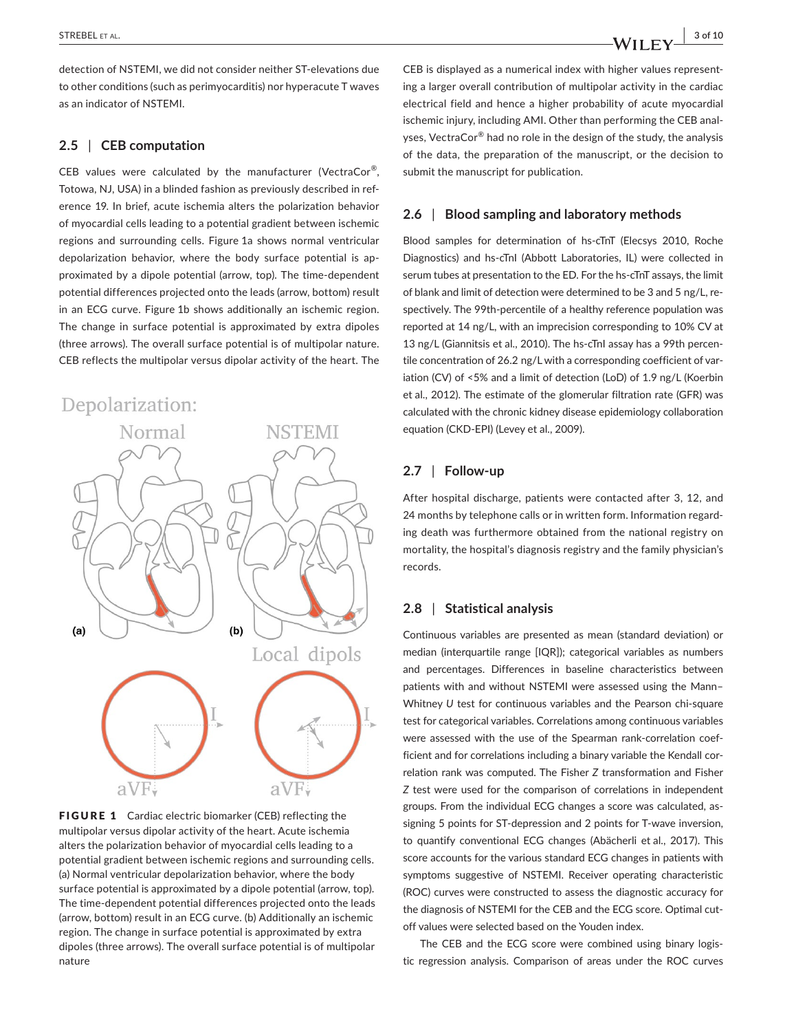detection of NSTEMI, we did not consider neither ST-elevations due to other conditions (such as perimyocarditis) nor hyperacute T waves as an indicator of NSTEMI.

### 2.5 | CEB computation

CEB values were calculated by the manufacturer (VectraCor®, Totowa, NJ, USA) in a blinded fashion as previously described in reference 19. In brief, acute ischemia alters the polarization behavior of myocardial cells leading to a potential gradient between ischemic regions and surrounding cells. Figure 1a shows normal ventricular depolarization behavior, where the body surface potential is approximated by a dipole potential (arrow, top). The time-dependent potential differences projected onto the leads (arrow, bottom) result in an ECG curve. Figure 1b shows additionally an ischemic region. The change in surface potential is approximated by extra dipoles (three arrows). The overall surface potential is of multipolar nature. CEB reflects the multipolar versus dipolar activity of the heart. The CEB is displayed as a numerical index with higher values representing a larger overall contribution of multipolar activity in the cardiac electrical field and hence a higher probability of acute myocardial ischemic injury, including AMI. Other than performing the CEB analyses, VectraCor® had no role in the design of the study, the analysis of the data, the preparation of the manuscript, or the decision to submit the manuscript for publication.

Depolarization:

Normal

NSTEMI

(a)

(b)

Local dipols

I

aVF

I

aVF

**FIGURE 1** Cardiac electric biomarker (CEB) reflecting the multipolar versus dipolar activity of the heart. Acute ischemia alters the polarization behavior of myocardial cells leading to a potential gradient between ischemic regions and surrounding cells. (a) Normal ventricular depolarization behavior, where the body surface potential is approximated by a dipole potential (arrow, top). The time-dependent potential differences projected onto the leads (arrow, bottom) result in an ECG curve. (b) Additionally an ischemic region. The change in surface potential is approximated by extra dipoles (three arrows). The overall surface potential is of multipolar nature

### 2.6 | Blood sampling and laboratory methods

Blood samples for determination of hs-cTnT (Elecsys 2010, Roche Diagnostics) and hs-cTnI (Abbott Laboratories, IL) were collected in serum tubes at presentation to the ED. For the hs-cTnT assays, the limit of blank and limit of detection were determined to be 3 and 5 ng/L, respectively. The 99th-percentile of a healthy reference population was reported at 14 ng/L, with an imprecision corresponding to 10% CV at 13 ng/L (Giannitsis et al., 2010). The hs-cTnI assay has a 99th percentile concentration of 26.2 ng/L with a corresponding coefficient of variation (CV) of <5% and a limit of detection (LoD) of 1.9 ng/L (Koerbin et al., 2012). The estimate of the glomerular filtration rate (GFR) was calculated with the chronic kidney disease epidemiology collaboration equation (CKD-EPI) (Levey et al., 2009).

### 2.7 | Follow-up

After hospital discharge, patients were contacted after 3, 12, and 24 months by telephone calls or in written form. Information regarding death was furthermore obtained from the national registry on mortality, the hospital's diagnosis registry and the family physician's records.

### 2.8 | Statistical analysis

Continuous variables are presented as mean (standard deviation) or median (interquartile range [IQR]); categorical variables as numbers and percentages. Differences in baseline characteristics between patients with and without NSTEMI were assessed using the Mann–Whitney *U* test for continuous variables and the Pearson chi-square test for categorical variables. Correlations among continuous variables were assessed with the use of the Spearman rank-correlation coefficient and for correlations including a binary variable the Kendall correlation rank was computed. The Fisher *Z* transformation and Fisher *Z* test were used for the comparison of correlations in independent groups. From the individual ECG changes a score was calculated, assigning 5 points for ST-depression and 2 points for T-wave inversion, to quantify conventional ECG changes (Abächerli et al., 2017). This score accounts for the various standard ECG changes in patients with symptoms suggestive of NSTEMI. Receiver operating characteristic (ROC) curves were constructed to assess the diagnostic accuracy for the diagnosis of NSTEMI for the CEB and the ECG score. Optimal cutoff values were selected based on the Youden index.

The CEB and the ECG score were combined using binary logistic regression analysis. Comparison of areas under the ROC curves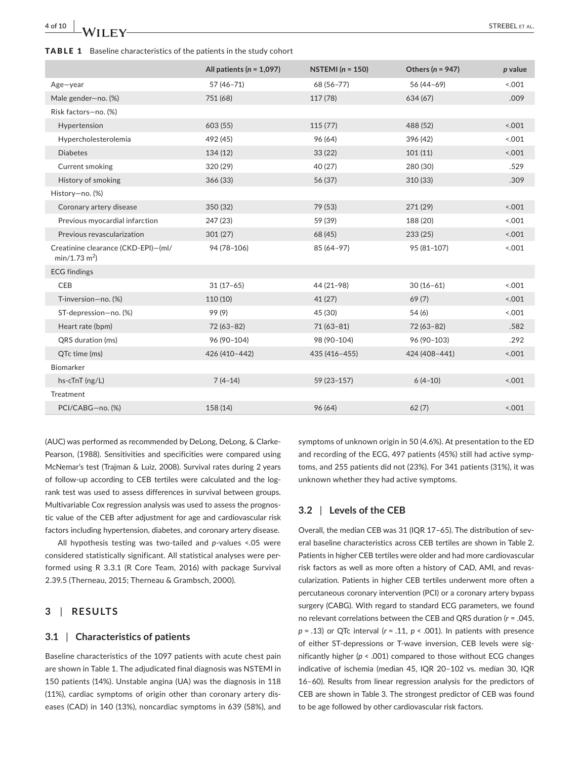**TABLE 1** Baseline characteristics of the patients in the study cohort

| | All patients ($n$ = 1,097) | NSTEMI ($n$ = 150) | Others ($n$ = 947) | $p$ value |
|---|---|---|---|---|
| Age—year | 57 (46–71) | 68 (56–77) | 56 (44–69) | <.001 |
| Male gender—no. (%) | 751 (68) | 117 (78) | 634 (67) | .009 |
| Risk factors—no. (%) | | | | |
| Hypertension | 603 (55) | 115 (77) | 488 (52) | <.001 |
| Hypercholesterolemia | 492 (45) | 96 (64) | 396 (42) | <.001 |
| Diabetes | 134 (12) | 33 (22) | 101 (11) | <.001 |
| Current smoking | 320 (29) | 40 (27) | 280 (30) | .529 |
| History of smoking | 366 (33) | 56 (37) | 310 (33) | .309 |
| History—no. (%) | | | | |
| Coronary artery disease | 350 (32) | 79 (53) | 271 (29) | <.001 |
| Previous myocardial infarction | 247 (23) | 59 (39) | 188 (20) | <.001 |
| Previous revascularization | 301 (27) | 68 (45) | 233 (25) | <.001 |
| Creatinine clearance (CKD-EPI)—(ml/min/1.73 $m^2$) | 94 (78–106) | 85 (64–97) | 95 (81–107) | <.001 |
| ECG findings | | | | |
| CEB | 31 (17–65) | 44 (21–98) | 30 (16–61) | <.001 |
| T-inversion—no. (%) | 110 (10) | 41 (27) | 69 (7) | <.001 |
| ST-depression—no. (%) | 99 (9) | 45 (30) | 54 (6) | <.001 |
| Heart rate (bpm) | 72 (63–82) | 71 (63–81) | 72 (63–82) | .582 |
| QRS duration (ms) | 96 (90–104) | 98 (90–104) | 96 (90–103) | .292 |
| QTc time (ms) | 426 (410–442) | 435 (416–455) | 424 (408–441) | <.001 |
| Biomarker | | | | |
| hs-cTnT (ng/L) | 7 (4–14) | 59 (23–157) | 6 (4–10) | <.001 |
| Treatment | | | | |
| PCI/CABG—no. (%) | 158 (14) | 96 (64) | 62 (7) | <.001 |

(AUC) was performed as recommended by DeLong, DeLong, & Clarke-Pearson, (1988). Sensitivities and specificities were compared using McNemar's test (Trajman & Luiz, 2008). Survival rates during 2 years of follow-up according to CEB tertiles were calculated and the log-rank test was used to assess differences in survival between groups. Multivariable Cox regression analysis was used to assess the prognostic value of the CEB after adjustment for age and cardiovascular risk factors including hypertension, diabetes, and coronary artery disease.

All hypothesis testing was two-tailed and $p$-values <.05 were considered statistically significant. All statistical analyses were performed using R 3.3.1 (R Core Team, 2016) with package Survival 2.39.5 (Therneau, 2015; Therneau & Grambsch, 2000).

## 3 | RESULTS

### 3.1 | Characteristics of patients

Baseline characteristics of the 1097 patients with acute chest pain are shown in Table 1. The adjudicated final diagnosis was NSTEMI in 150 patients (14%). Unstable angina (UA) was the diagnosis in 118 (11%), cardiac symptoms of origin other than coronary artery diseases (CAD) in 140 (13%), noncardiac symptoms in 639 (58%), and symptoms of unknown origin in 50 (4.6%). At presentation to the ED and recording of the ECG, 497 patients (45%) still had active symptoms, and 255 patients did not (23%). For 341 patients (31%), it was unknown whether they had active symptoms.

### 3.2 | Levels of the CEB

Overall, the median CEB was 31 (IQR 17–65). The distribution of several baseline characteristics across CEB tertiles are shown in Table 2. Patients in higher CEB tertiles were older and had more cardiovascular risk factors as well as more often a history of CAD, AMI, and revascularization. Patients in higher CEB tertiles underwent more often a percutaneous coronary intervention (PCI) or a coronary artery bypass surgery (CABG). With regard to standard ECG parameters, we found no relevant correlations between the CEB and QRS duration ($r$ = .045, $p$ = .13) or QTc interval ($r$ = .11, $p$ < .001). In patients with presence of either ST-depressions or T-wave inversion, CEB levels were significantly higher ($p$ < .001) compared to those without ECG changes indicative of ischemia (median 45, IQR 20–102 vs. median 30, IQR 16–60). Results from linear regression analysis for the predictors of CEB are shown in Table 3. The strongest predictor of CEB was found to be age followed by other cardiovascular risk factors.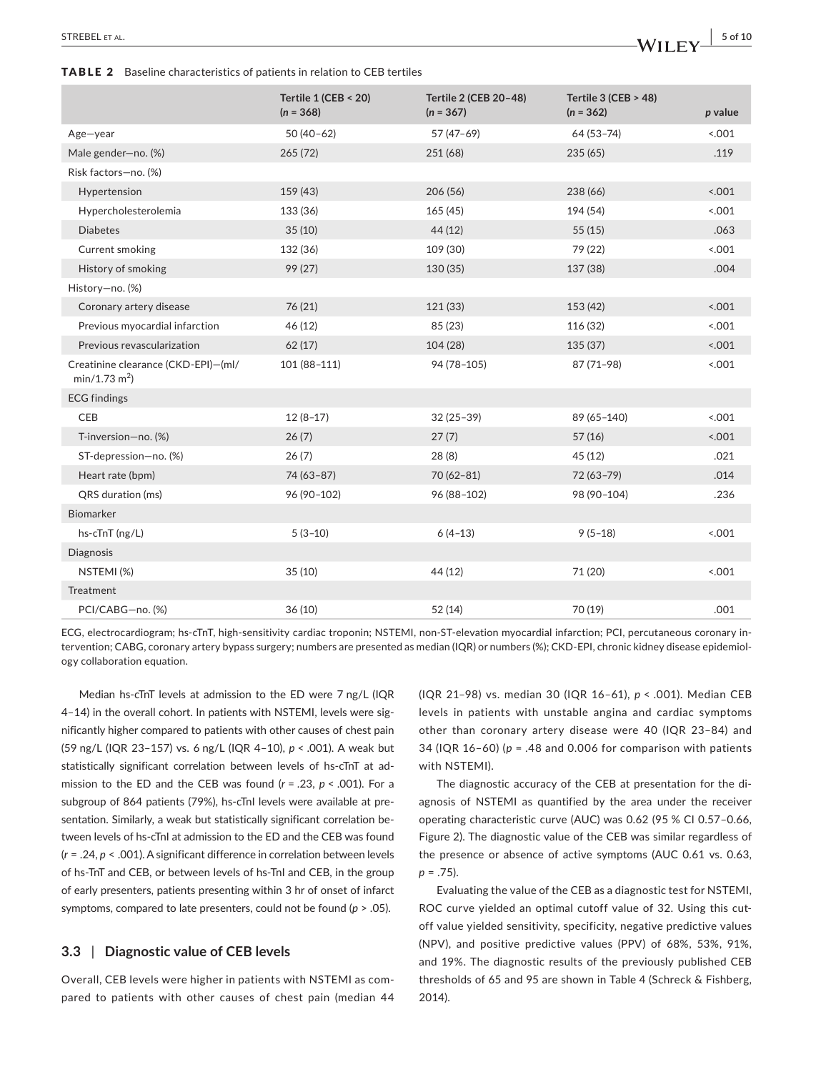**TABLE 2** Baseline characteristics of patients in relation to CEB tertiles

| | Tertile 1 (CEB < 20) (n = 368) | Tertile 2 (CEB 20–48) (n = 367) | Tertile 3 (CEB > 48) (n = 362) | p value |
|---|---|---|---|---|
| Age—year | 50 (40–62) | 57 (47–69) | 64 (53–74) | <.001 |
| Male gender—no. (%) | 265 (72) | 251 (68) | 235 (65) | .119 |
| Risk factors—no. (%) | | | | |
| Hypertension | 159 (43) | 206 (56) | 238 (66) | <.001 |
| Hypercholesterolemia | 133 (36) | 165 (45) | 194 (54) | <.001 |
| Diabetes | 35 (10) | 44 (12) | 55 (15) | .063 |
| Current smoking | 132 (36) | 109 (30) | 79 (22) | <.001 |
| History of smoking | 99 (27) | 130 (35) | 137 (38) | .004 |
| History—no. (%) | | | | |
| Coronary artery disease | 76 (21) | 121 (33) | 153 (42) | <.001 |
| Previous myocardial infarction | 46 (12) | 85 (23) | 116 (32) | <.001 |
| Previous revascularization | 62 (17) | 104 (28) | 135 (37) | <.001 |
| Creatinine clearance (CKD-EPI)—(ml/min/1.73 m$^2$) | 101 (88–111) | 94 (78–105) | 87 (71–98) | <.001 |
| ECG findings | | | | |
| CEB | 12 (8–17) | 32 (25–39) | 89 (65–140) | <.001 |
| T-inversion—no. (%) | 26 (7) | 27 (7) | 57 (16) | <.001 |
| ST-depression—no. (%) | 26 (7) | 28 (8) | 45 (12) | .021 |
| Heart rate (bpm) | 74 (63–87) | 70 (62–81) | 72 (63–79) | .014 |
| QRS duration (ms) | 96 (90–102) | 96 (88–102) | 98 (90–104) | .236 |
| Biomarker | | | | |
| hs-cTnT (ng/L) | 5 (3–10) | 6 (4–13) | 9 (5–18) | <.001 |
| Diagnosis | | | | |
| NSTEMI (%) | 35 (10) | 44 (12) | 71 (20) | <.001 |
| Treatment | | | | |
| PCI/CABG—no. (%) | 36 (10) | 52 (14) | 70 (19) | .001 |

ECG, electrocardiogram; hs-cTnT, high-sensitivity cardiac troponin; NSTEMI, non-ST-elevation myocardial infarction; PCI, percutaneous coronary intervention; CABG, coronary artery bypass surgery; numbers are presented as median (IQR) or numbers (%); CKD-EPI, chronic kidney disease epidemiology collaboration equation.

Median hs-cTnT levels at admission to the ED were 7 ng/L (IQR 4–14) in the overall cohort. In patients with NSTEMI, levels were significantly higher compared to patients with other causes of chest pain (59 ng/L (IQR 23–157) vs. 6 ng/L (IQR 4–10), $p < .001$). A weak but statistically significant correlation between levels of hs-cTnT at admission to the ED and the CEB was found ($r = .23$, $p < .001$). For a subgroup of 864 patients (79%), hs-cTnI levels were available at presentation. Similarly, a weak but statistically significant correlation between levels of hs-cTnI at admission to the ED and the CEB was found ($r = .24$, $p < .001$). A significant difference in correlation between levels of hs-TnT and CEB, or between levels of hs-TnI and CEB, in the group of early presenters, patients presenting within 3 hr of onset of infarct symptoms, compared to late presenters, could not be found ($p > .05$).

### 3.3 | Diagnostic value of CEB levels

Overall, CEB levels were higher in patients with NSTEMI as compared to patients with other causes of chest pain (median 44 (IQR 21–98) vs. median 30 (IQR 16–61), $p < .001$). Median CEB levels in patients with unstable angina and cardiac symptoms other than coronary artery disease were 40 (IQR 23–84) and 34 (IQR 16–60) ($p = .48$ and 0.006 for comparison with patients with NSTEMI).

The diagnostic accuracy of the CEB at presentation for the diagnosis of NSTEMI as quantified by the area under the receiver operating characteristic curve (AUC) was 0.62 (95 % CI 0.57–0.66, Figure 2). The diagnostic value of the CEB was similar regardless of the presence or absence of active symptoms (AUC 0.61 vs. 0.63, $p = .75$).

Evaluating the value of the CEB as a diagnostic test for NSTEMI, ROC curve yielded an optimal cutoff value of 32. Using this cutoff value yielded sensitivity, specificity, negative predictive values (NPV), and positive predictive values (PPV) of 68%, 53%, 91%, and 19%. The diagnostic results of the previously published CEB thresholds of 65 and 95 are shown in Table 4 (Schreck & Fishberg, 2014).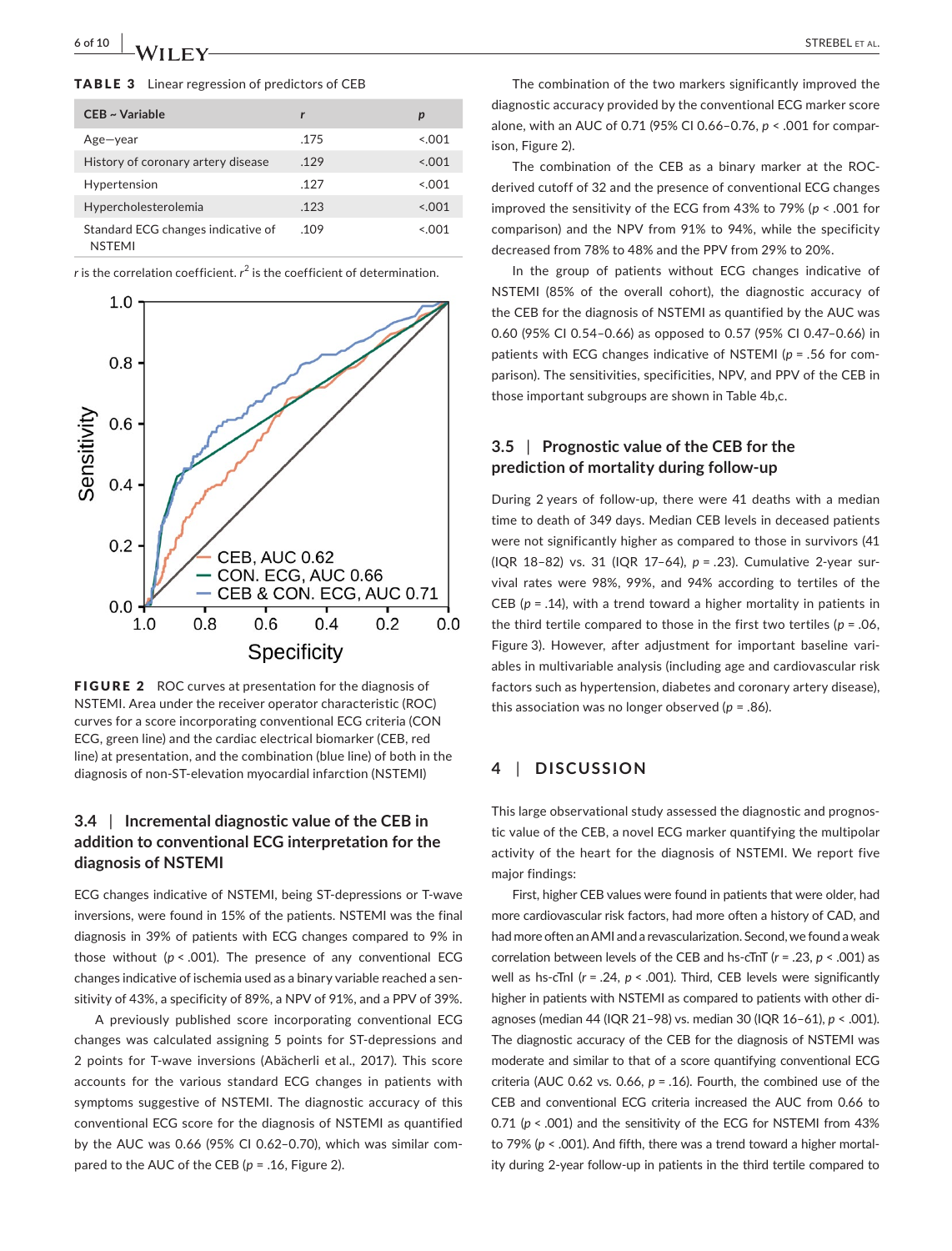**TABLE 3** Linear regression of predictors of CEB

| CEB ~ Variable | r | p |
|---|---|---|
| Age—year | .175 | <.001 |
| History of coronary artery disease | .129 | <.001 |
| Hypertension | .127 | <.001 |
| Hypercholesterolemia | .123 | <.001 |
| Standard ECG changes indicative of NSTEMI | .109 | <.001 |

*r* is the correlation coefficient. $r^2$ is the coefficient of determination.

**FIGURE 2** ROC curves at presentation for the diagnosis of NSTEMI. Area under the receiver operator characteristic (ROC) curves for a score incorporating conventional ECG criteria (CON ECG, green line) and the cardiac electrical biomarker (CEB, red line) at presentation, and the combination (blue line) of both in the diagnosis of non-ST-elevation myocardial infarction (NSTEMI)

### 3.4 | Incremental diagnostic value of the CEB in addition to conventional ECG interpretation for the diagnosis of NSTEMI

ECG changes indicative of NSTEMI, being ST-depressions or T-wave inversions, were found in 15% of the patients. NSTEMI was the final diagnosis in 39% of patients with ECG changes compared to 9% in those without ($p < .001$). The presence of any conventional ECG changes indicative of ischemia used as a binary variable reached a sensitivity of 43%, a specificity of 89%, a NPV of 91%, and a PPV of 39%.

A previously published score incorporating conventional ECG changes was calculated assigning 5 points for ST-depressions and 2 points for T-wave inversions (Abächerli et al., 2017). This score accounts for the various standard ECG changes in patients with symptoms suggestive of NSTEMI. The diagnostic accuracy of this conventional ECG score for the diagnosis of NSTEMI as quantified by the AUC was 0.66 (95% CI 0.62–0.70), which was similar compared to the AUC of the CEB ($p = .16$, Figure 2).

The combination of the two markers significantly improved the diagnostic accuracy provided by the conventional ECG marker score alone, with an AUC of 0.71 (95% CI 0.66–0.76, $p < .001$ for comparison, Figure 2).

The combination of the CEB as a binary marker at the ROC-derived cutoff of 32 and the presence of conventional ECG changes improved the sensitivity of the ECG from 43% to 79% ($p < .001$ for comparison) and the NPV from 91% to 94%, while the specificity decreased from 78% to 48% and the PPV from 29% to 20%.

In the group of patients without ECG changes indicative of NSTEMI (85% of the overall cohort), the diagnostic accuracy of the CEB for the diagnosis of NSTEMI as quantified by the AUC was 0.60 (95% CI 0.54–0.66) as opposed to 0.57 (95% CI 0.47–0.66) in patients with ECG changes indicative of NSTEMI ($p = .56$ for comparison). The sensitivities, specificities, NPV, and PPV of the CEB in those important subgroups are shown in Table 4b,c.

### 3.5 | Prognostic value of the CEB for the prediction of mortality during follow-up

During 2 years of follow-up, there were 41 deaths with a median time to death of 349 days. Median CEB levels in deceased patients were not significantly higher as compared to those in survivors (41 (IQR 18–82) vs. 31 (IQR 17–64), $p = .23$). Cumulative 2-year survival rates were 98%, 99%, and 94% according to tertiles of the CEB ($p = .14$), with a trend toward a higher mortality in patients in the third tertile compared to those in the first two tertiles ($p = .06$, Figure 3). However, after adjustment for important baseline variables in multivariable analysis (including age and cardiovascular risk factors such as hypertension, diabetes and coronary artery disease), this association was no longer observed ($p = .86$).

## 4 | DISCUSSION

This large observational study assessed the diagnostic and prognostic value of the CEB, a novel ECG marker quantifying the multipolar activity of the heart for the diagnosis of NSTEMI. We report five major findings:

First, higher CEB values were found in patients that were older, had more cardiovascular risk factors, had more often a history of CAD, and had more often an AMI and a revascularization. Second, we found a weak correlation between levels of the CEB and hs-cTnT ($r = .23$, $p < .001$) as well as hs-cTnI ($r = .24$, $p < .001$). Third, CEB levels were significantly higher in patients with NSTEMI as compared to patients with other diagnoses (median 44 (IQR 21–98) vs. median 30 (IQR 16–61), $p < .001$). The diagnostic accuracy of the CEB for the diagnosis of NSTEMI was moderate and similar to that of a score quantifying conventional ECG criteria (AUC 0.62 vs. 0.66, $p = .16$). Fourth, the combined use of the CEB and conventional ECG criteria increased the AUC from 0.66 to 0.71 ($p < .001$) and the sensitivity of the ECG for NSTEMI from 43% to 79% ($p < .001$). And fifth, there was a trend toward a higher mortality during 2-year follow-up in patients in the third tertile compared to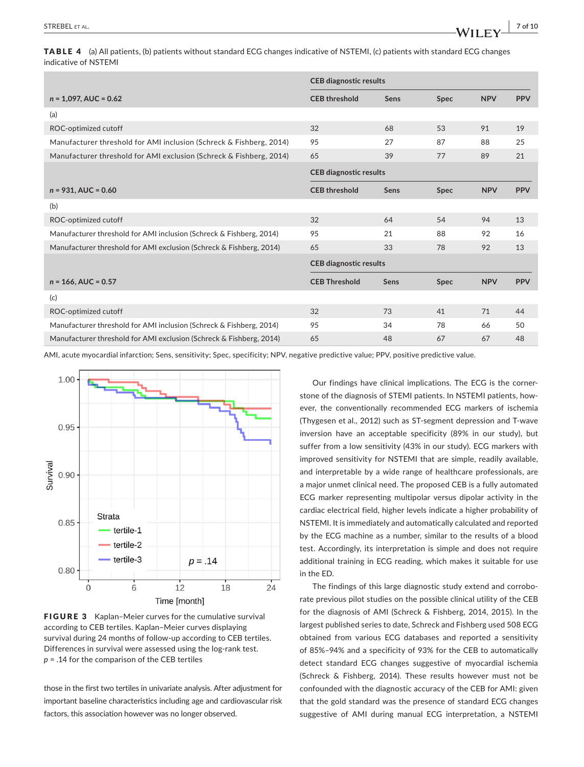**TABLE 4** (a) All patients, (b) patients without standard ECG changes indicative of NSTEMI, (c) patients with standard ECG changes indicative of NSTEMI

| | CEB diagnostic results | | | | |
|---|---|---|---|---|---|
| ***n*** **= 1,097, AUC = 0.62** | **CEB threshold** | **Sens** | **Spec** | **NPV** | **PPV** |
| (a) | | | | | |
| ROC-optimized cutoff | 32 | 68 | 53 | 91 | 19 |
| Manufacturer threshold for AMI inclusion (Schreck & Fishberg, 2014) | 95 | 27 | 87 | 88 | 25 |
| Manufacturer threshold for AMI exclusion (Schreck & Fishberg, 2014) | 65 | 39 | 77 | 89 | 21 |
| | **CEB diagnostic results** | | | | |
| ***n*** **= 931, AUC = 0.60** | **CEB threshold** | **Sens** | **Spec** | **NPV** | **PPV** |
| (b) | | | | | |
| ROC-optimized cutoff | 32 | 64 | 54 | 94 | 13 |
| Manufacturer threshold for AMI inclusion (Schreck & Fishberg, 2014) | 95 | 21 | 88 | 92 | 16 |
| Manufacturer threshold for AMI exclusion (Schreck & Fishberg, 2014) | 65 | 33 | 78 | 92 | 13 |
| | **CEB diagnostic results** | | | | |
| ***n*** **= 166, AUC = 0.57** | **CEB Threshold** | **Sens** | **Spec** | **NPV** | **PPV** |
| (c) | | | | | |
| ROC-optimized cutoff | 32 | 73 | 41 | 71 | 44 |
| Manufacturer threshold for AMI inclusion (Schreck & Fishberg, 2014) | 95 | 34 | 78 | 66 | 50 |
| Manufacturer threshold for AMI exclusion (Schreck & Fishberg, 2014) | 65 | 48 | 67 | 67 | 48 |

AMI, acute myocardial infarction; Sens, sensitivity; Spec, specificity; NPV, negative predictive value; PPV, positive predictive value.

Survival
1.00
0.95
0.90
0.85
0.80
Time [month]
0
6
12
18
24
Strata
tertile-1
tertile-2
tertile-3
$p = .14$

**FIGURE 3** Kaplan–Meier curves for the cumulative survival according to CEB tertiles. Kaplan–Meier curves displaying survival during 24 months of follow-up according to CEB tertiles. Differences in survival were assessed using the log-rank test. $p = .14$ for the comparison of the CEB tertiles

those in the first two tertiles in univariate analysis. After adjustment for important baseline characteristics including age and cardiovascular risk factors, this association however was no longer observed.

Our findings have clinical implications. The ECG is the cornerstone of the diagnosis of STEMI patients. In NSTEMI patients, however, the conventionally recommended ECG markers of ischemia (Thygesen et al., 2012) such as ST-segment depression and T-wave inversion have an acceptable specificity (89% in our study), but suffer from a low sensitivity (43% in our study). ECG markers with improved sensitivity for NSTEMI that are simple, readily available, and interpretable by a wide range of healthcare professionals, are a major unmet clinical need. The proposed CEB is a fully automated ECG marker representing multipolar versus dipolar activity in the cardiac electrical field, higher levels indicate a higher probability of NSTEMI. It is immediately and automatically calculated and reported by the ECG machine as a number, similar to the results of a blood test. Accordingly, its interpretation is simple and does not require additional training in ECG reading, which makes it suitable for use in the ED.

The findings of this large diagnostic study extend and corroborate previous pilot studies on the possible clinical utility of the CEB for the diagnosis of AMI (Schreck & Fishberg, 2014, 2015). In the largest published series to date, Schreck and Fishberg used 508 ECG obtained from various ECG databases and reported a sensitivity of 85%–94% and a specificity of 93% for the CEB to automatically detect standard ECG changes suggestive of myocardial ischemia (Schreck & Fishberg, 2014). These results however must not be confounded with the diagnostic accuracy of the CEB for AMI: given that the gold standard was the presence of standard ECG changes suggestive of AMI during manual ECG interpretation, a NSTEMI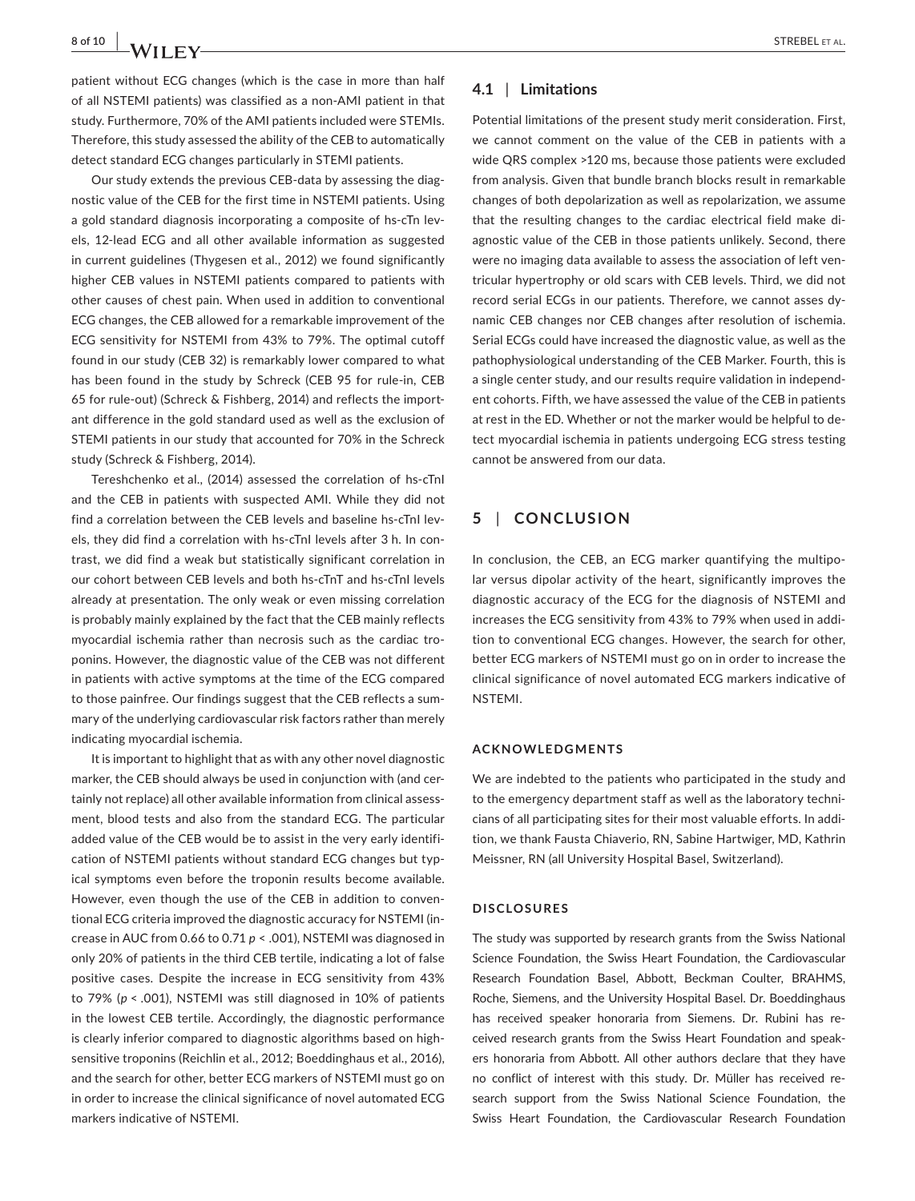patient without ECG changes (which is the case in more than half of all NSTEMI patients) was classified as a non-AMI patient in that study. Furthermore, 70% of the AMI patients included were STEMIs. Therefore, this study assessed the ability of the CEB to automatically detect standard ECG changes particularly in STEMI patients.

Our study extends the previous CEB-data by assessing the diagnostic value of the CEB for the first time in NSTEMI patients. Using a gold standard diagnosis incorporating a composite of hs-cTn levels, 12-lead ECG and all other available information as suggested in current guidelines (Thygesen et al., 2012) we found significantly higher CEB values in NSTEMI patients compared to patients with other causes of chest pain. When used in addition to conventional ECG changes, the CEB allowed for a remarkable improvement of the ECG sensitivity for NSTEMI from 43% to 79%. The optimal cutoff found in our study (CEB 32) is remarkably lower compared to what has been found in the study by Schreck (CEB 95 for rule-in, CEB 65 for rule-out) (Schreck & Fishberg, 2014) and reflects the important difference in the gold standard used as well as the exclusion of STEMI patients in our study that accounted for 70% in the Schreck study (Schreck & Fishberg, 2014).

Tereshchenko et al., (2014) assessed the correlation of hs-cTnI and the CEB in patients with suspected AMI. While they did not find a correlation between the CEB levels and baseline hs-cTnI levels, they did find a correlation with hs-cTnI levels after 3 h. In contrast, we did find a weak but statistically significant correlation in our cohort between CEB levels and both hs-cTnT and hs-cTnI levels already at presentation. The only weak or even missing correlation is probably mainly explained by the fact that the CEB mainly reflects myocardial ischemia rather than necrosis such as the cardiac troponins. However, the diagnostic value of the CEB was not different in patients with active symptoms at the time of the ECG compared to those painfree. Our findings suggest that the CEB reflects a summary of the underlying cardiovascular risk factors rather than merely indicating myocardial ischemia.

It is important to highlight that as with any other novel diagnostic marker, the CEB should always be used in conjunction with (and certainly not replace) all other available information from clinical assessment, blood tests and also from the standard ECG. The particular added value of the CEB would be to assist in the very early identification of NSTEMI patients without standard ECG changes but typical symptoms even before the troponin results become available. However, even though the use of the CEB in addition to conventional ECG criteria improved the diagnostic accuracy for NSTEMI (increase in AUC from 0.66 to 0.71 $p < .001$), NSTEMI was diagnosed in only 20% of patients in the third CEB tertile, indicating a lot of false positive cases. Despite the increase in ECG sensitivity from 43% to 79% ($p < .001$), NSTEMI was still diagnosed in 10% of patients in the lowest CEB tertile. Accordingly, the diagnostic performance is clearly inferior compared to diagnostic algorithms based on high-sensitive troponins (Reichlin et al., 2012; Boeddinghaus et al., 2016), and the search for other, better ECG markers of NSTEMI must go on in order to increase the clinical significance of novel automated ECG markers indicative of NSTEMI.

### 4.1 | Limitations

Potential limitations of the present study merit consideration. First, we cannot comment on the value of the CEB in patients with a wide QRS complex >120 ms, because those patients were excluded from analysis. Given that bundle branch blocks result in remarkable changes of both depolarization as well as repolarization, we assume that the resulting changes to the cardiac electrical field make diagnostic value of the CEB in those patients unlikely. Second, there were no imaging data available to assess the association of left ventricular hypertrophy or old scars with CEB levels. Third, we did not record serial ECGs in our patients. Therefore, we cannot asses dynamic CEB changes nor CEB changes after resolution of ischemia. Serial ECGs could have increased the diagnostic value, as well as the pathophysiological understanding of the CEB Marker. Fourth, this is a single center study, and our results require validation in independent cohorts. Fifth, we have assessed the value of the CEB in patients at rest in the ED. Whether or not the marker would be helpful to detect myocardial ischemia in patients undergoing ECG stress testing cannot be answered from our data.

## 5 | CONCLUSION

In conclusion, the CEB, an ECG marker quantifying the multipolar versus dipolar activity of the heart, significantly improves the diagnostic accuracy of the ECG for the diagnosis of NSTEMI and increases the ECG sensitivity from 43% to 79% when used in addition to conventional ECG changes. However, the search for other, better ECG markers of NSTEMI must go on in order to increase the clinical significance of novel automated ECG markers indicative of NSTEMI.

### ACKNOWLEDGMENTS

We are indebted to the patients who participated in the study and to the emergency department staff as well as the laboratory technicians of all participating sites for their most valuable efforts. In addition, we thank Fausta Chiaverio, RN, Sabine Hartwiger, MD, Kathrin Meissner, RN (all University Hospital Basel, Switzerland).

### DISCLOSURES

The study was supported by research grants from the Swiss National Science Foundation, the Swiss Heart Foundation, the Cardiovascular Research Foundation Basel, Abbott, Beckman Coulter, BRAHMS, Roche, Siemens, and the University Hospital Basel. Dr. Boeddinghaus has received speaker honoraria from Siemens. Dr. Rubini has received research grants from the Swiss Heart Foundation and speakers honoraria from Abbott. All other authors declare that they have no conflict of interest with this study. Dr. Müller has received research support from the Swiss National Science Foundation, the Swiss Heart Foundation, the Cardiovascular Research Foundation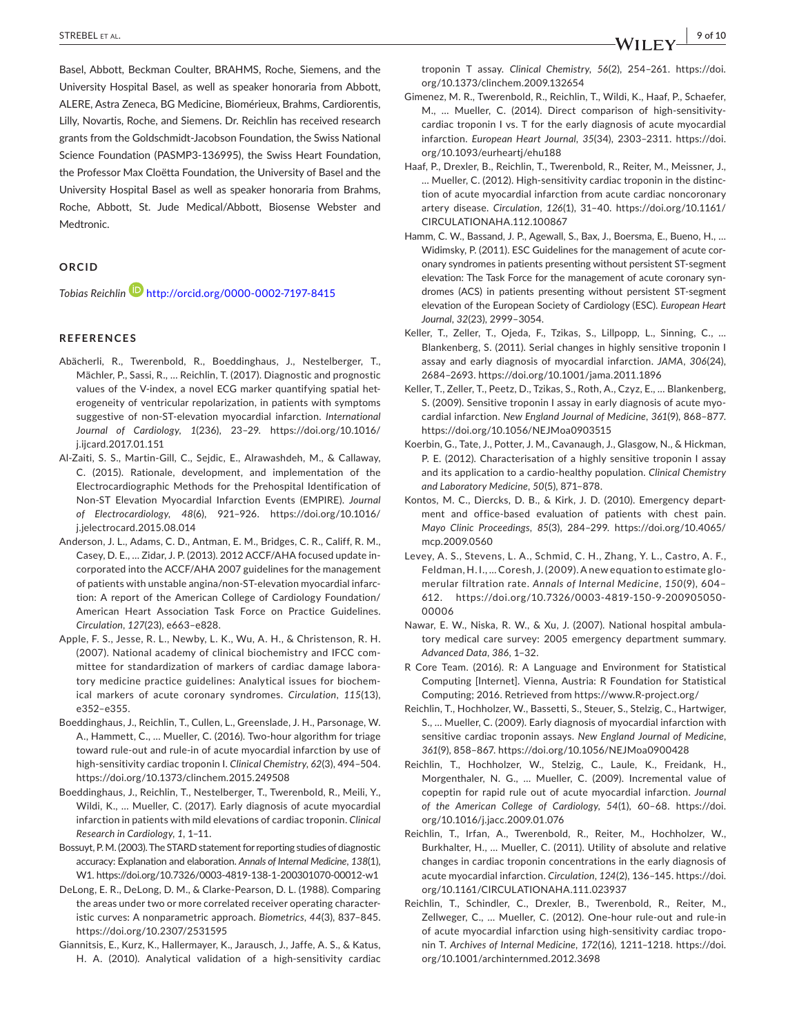Basel, Abbott, Beckman Coulter, BRAHMS, Roche, Siemens, and the University Hospital Basel, as well as speaker honoraria from Abbott, ALERE, Astra Zeneca, BG Medicine, Biomérieux, Brahms, Cardiorentis, Lilly, Novartis, Roche, and Siemens. Dr. Reichlin has received research grants from the Goldschmidt-Jacobson Foundation, the Swiss National Science Foundation (PASMP3-136995), the Swiss Heart Foundation, the Professor Max Cloëtta Foundation, the University of Basel and the University Hospital Basel as well as speaker honoraria from Brahms, Roche, Abbott, St. Jude Medical/Abbott, Biosense Webster and Medtronic.

## ORCID

*Tobias Reichlin* http://orcid.org/0000-0002-7197-8415

## REFERENCES

Abächerli, R., Twerenbold, R., Boeddinghaus, J., Nestelberger, T., Mächler, P., Sassi, R., … Reichlin, T. (2017). Diagnostic and prognostic values of the V-index, a novel ECG marker quantifying spatial heterogeneity of ventricular repolarization, in patients with symptoms suggestive of non-ST-elevation myocardial infarction. *International Journal of Cardiology*, *1*(236), 23–29. https://doi.org/10.1016/j.ijcard.2017.01.151

Al-Zaiti, S. S., Martin-Gill, C., Sejdic, E., Alrawashdeh, M., & Callaway, C. (2015). Rationale, development, and implementation of the Electrocardiographic Methods for the Prehospital Identification of Non-ST Elevation Myocardial Infarction Events (EMPIRE). *Journal of Electrocardiology*, *48*(6), 921–926. https://doi.org/10.1016/j.jelectrocard.2015.08.014

Anderson, J. L., Adams, C. D., Antman, E. M., Bridges, C. R., Califf, R. M., Casey, D. E., … Zidar, J. P. (2013). 2012 ACCF/AHA focused update incorporated into the ACCF/AHA 2007 guidelines for the management of patients with unstable angina/non-ST-elevation myocardial infarction: A report of the American College of Cardiology Foundation/American Heart Association Task Force on Practice Guidelines. *Circulation*, *127*(23), e663–e828.

Apple, F. S., Jesse, R. L., Newby, L. K., Wu, A. H., & Christenson, R. H. (2007). National academy of clinical biochemistry and IFCC committee for standardization of markers of cardiac damage laboratory medicine practice guidelines: Analytical issues for biochemical markers of acute coronary syndromes. *Circulation*, *115*(13), e352–e355.

Boeddinghaus, J., Reichlin, T., Cullen, L., Greenslade, J. H., Parsonage, W. A., Hammett, C., … Mueller, C. (2016). Two-hour algorithm for triage toward rule-out and rule-in of acute myocardial infarction by use of high-sensitivity cardiac troponin I. *Clinical Chemistry*, *62*(3), 494–504. https://doi.org/10.1373/clinchem.2015.249508

Boeddinghaus, J., Reichlin, T., Nestelberger, T., Twerenbold, R., Meili, Y., Wildi, K., … Mueller, C. (2017). Early diagnosis of acute myocardial infarction in patients with mild elevations of cardiac troponin. *Clinical Research in Cardiology*, *1*, 1–11.

Bossuyt, P. M. (2003). The STARD statement for reporting studies of diagnostic accuracy: Explanation and elaboration. *Annals of Internal Medicine*, *138*(1), W1. https://doi.org/10.7326/0003-4819-138-1-200301070-00012-w1

DeLong, E. R., DeLong, D. M., & Clarke-Pearson, D. L. (1988). Comparing the areas under two or more correlated receiver operating characteristic curves: A nonparametric approach. *Biometrics*, *44*(3), 837–845. https://doi.org/10.2307/2531595

Giannitsis, E., Kurz, K., Hallermayer, K., Jarausch, J., Jaffe, A. S., & Katus, H. A. (2010). Analytical validation of a high-sensitivity cardiac troponin T assay. *Clinical Chemistry*, *56*(2), 254–261. https://doi.org/10.1373/clinchem.2009.132654

Gimenez, M. R., Twerenbold, R., Reichlin, T., Wildi, K., Haaf, P., Schaefer, M., … Mueller, C. (2014). Direct comparison of high-sensitivity-cardiac troponin I vs. T for the early diagnosis of acute myocardial infarction. *European Heart Journal*, *35*(34), 2303–2311. https://doi.org/10.1093/eurheartj/ehu188

Haaf, P., Drexler, B., Reichlin, T., Twerenbold, R., Reiter, M., Meissner, J., … Mueller, C. (2012). High-sensitivity cardiac troponin in the distinction of acute myocardial infarction from acute cardiac noncoronary artery disease. *Circulation*, *126*(1), 31–40. https://doi.org/10.1161/CIRCULATIONAHA.112.100867

Hamm, C. W., Bassand, J. P., Agewall, S., Bax, J., Boersma, E., Bueno, H., … Widimsky, P. (2011). ESC Guidelines for the management of acute coronary syndromes in patients presenting without persistent ST-segment elevation: The Task Force for the management of acute coronary syndromes (ACS) in patients presenting without persistent ST-segment elevation of the European Society of Cardiology (ESC). *European Heart Journal*, *32*(23), 2999–3054.

Keller, T., Zeller, T., Ojeda, F., Tzikas, S., Lillpopp, L., Sinning, C., … Blankenberg, S. (2011). Serial changes in highly sensitive troponin I assay and early diagnosis of myocardial infarction. *JAMA*, *306*(24), 2684–2693. https://doi.org/10.1001/jama.2011.1896

Keller, T., Zeller, T., Peetz, D., Tzikas, S., Roth, A., Czyz, E., … Blankenberg, S. (2009). Sensitive troponin I assay in early diagnosis of acute myocardial infarction. *New England Journal of Medicine*, *361*(9), 868–877. https://doi.org/10.1056/NEJMoa0903515

Koerbin, G., Tate, J., Potter, J. M., Cavanaugh, J., Glasgow, N., & Hickman, P. E. (2012). Characterisation of a highly sensitive troponin I assay and its application to a cardio-healthy population. *Clinical Chemistry and Laboratory Medicine*, *50*(5), 871–878.

Kontos, M. C., Diercks, D. B., & Kirk, J. D. (2010). Emergency department and office-based evaluation of patients with chest pain. *Mayo Clinic Proceedings*, *85*(3), 284–299. https://doi.org/10.4065/mcp.2009.0560

Levey, A. S., Stevens, L. A., Schmid, C. H., Zhang, Y. L., Castro, A. F., Feldman, H. I., … Coresh, J. (2009). A new equation to estimate glomerular filtration rate. *Annals of Internal Medicine*, *150*(9), 604–612. https://doi.org/10.7326/0003-4819-150-9-200905050-00006

Nawar, E. W., Niska, R. W., & Xu, J. (2007). National hospital ambulatory medical care survey: 2005 emergency department summary. *Advanced Data*, *386*, 1–32.

R Core Team. (2016). R: A Language and Environment for Statistical Computing [Internet]. Vienna, Austria: R Foundation for Statistical Computing; 2016. Retrieved from https://www.R-project.org/

Reichlin, T., Hochholzer, W., Bassetti, S., Steuer, S., Stelzig, C., Hartwiger, S., … Mueller, C. (2009). Early diagnosis of myocardial infarction with sensitive cardiac troponin assays. *New England Journal of Medicine*, *361*(9), 858–867. https://doi.org/10.1056/NEJMoa0900428

Reichlin, T., Hochholzer, W., Stelzig, C., Laule, K., Freidank, H., Morgenthaler, N. G., … Mueller, C. (2009). Incremental value of copeptin for rapid rule out of acute myocardial infarction. *Journal of the American College of Cardiology*, *54*(1), 60–68. https://doi.org/10.1016/j.jacc.2009.01.076

Reichlin, T., Irfan, A., Twerenbold, R., Reiter, M., Hochholzer, W., Burkhalter, H., … Mueller, C. (2011). Utility of absolute and relative changes in cardiac troponin concentrations in the early diagnosis of acute myocardial infarction. *Circulation*, *124*(2), 136–145. https://doi.org/10.1161/CIRCULATIONAHA.111.023937

Reichlin, T., Schindler, C., Drexler, B., Twerenbold, R., Reiter, M., Zellweger, C., … Mueller, C. (2012). One-hour rule-out and rule-in of acute myocardial infarction using high-sensitivity cardiac troponin T. *Archives of Internal Medicine*, *172*(16), 1211–1218. https://doi.org/10.1001/archinternmed.2012.3698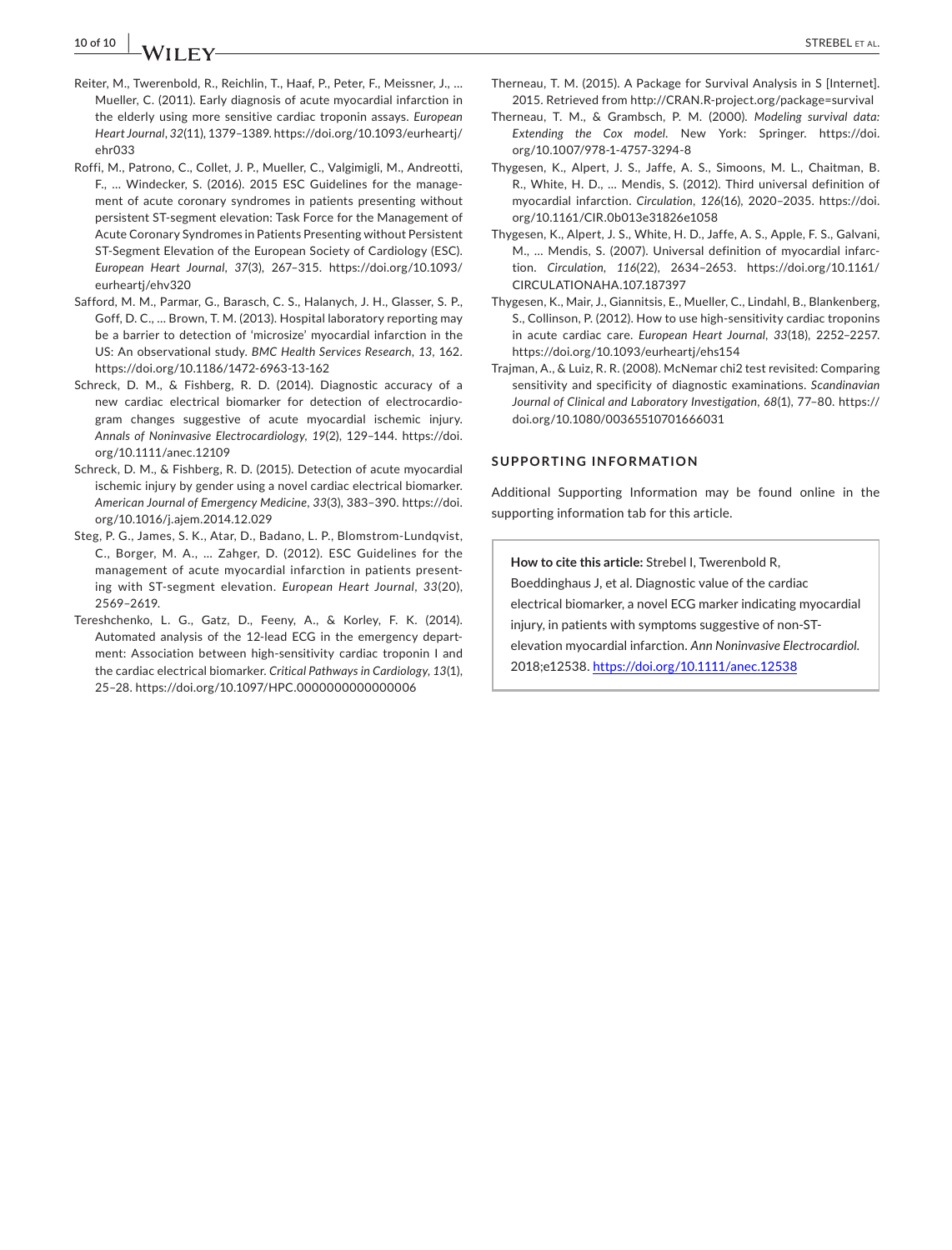Reiter, M., Twerenbold, R., Reichlin, T., Haaf, P., Peter, F., Meissner, J., … Mueller, C. (2011). Early diagnosis of acute myocardial infarction in the elderly using more sensitive cardiac troponin assays. *European Heart Journal*, *32*(11), 1379–1389. https://doi.org/10.1093/eurheartj/ehr033

Roffi, M., Patrono, C., Collet, J. P., Mueller, C., Valgimigli, M., Andreotti, F., … Windecker, S. (2016). 2015 ESC Guidelines for the management of acute coronary syndromes in patients presenting without persistent ST-segment elevation: Task Force for the Management of Acute Coronary Syndromes in Patients Presenting without Persistent ST-Segment Elevation of the European Society of Cardiology (ESC). *European Heart Journal*, *37*(3), 267–315. https://doi.org/10.1093/eurheartj/ehv320

Safford, M. M., Parmar, G., Barasch, C. S., Halanych, J. H., Glasser, S. P., Goff, D. C., … Brown, T. M. (2013). Hospital laboratory reporting may be a barrier to detection of 'microsize' myocardial infarction in the US: An observational study. *BMC Health Services Research*, *13*, 162. https://doi.org/10.1186/1472-6963-13-162

Schreck, D. M., & Fishberg, R. D. (2014). Diagnostic accuracy of a new cardiac electrical biomarker for detection of electrocardiogram changes suggestive of acute myocardial ischemic injury. *Annals of Noninvasive Electrocardiology*, *19*(2), 129–144. https://doi.org/10.1111/anec.12109

Schreck, D. M., & Fishberg, R. D. (2015). Detection of acute myocardial ischemic injury by gender using a novel cardiac electrical biomarker. *American Journal of Emergency Medicine*, *33*(3), 383–390. https://doi.org/10.1016/j.ajem.2014.12.029

Steg, P. G., James, S. K., Atar, D., Badano, L. P., Blomstrom-Lundqvist, C., Borger, M. A., … Zahger, D. (2012). ESC Guidelines for the management of acute myocardial infarction in patients presenting with ST-segment elevation. *European Heart Journal*, *33*(20), 2569–2619.

Tereshchenko, L. G., Gatz, D., Feeny, A., & Korley, F. K. (2014). Automated analysis of the 12-lead ECG in the emergency department: Association between high-sensitivity cardiac troponin I and the cardiac electrical biomarker. *Critical Pathways in Cardiology*, *13*(1), 25–28. https://doi.org/10.1097/HPC.0000000000000006

Therneau, T. M. (2015). A Package for Survival Analysis in S [Internet]. 2015. Retrieved from http://CRAN.R-project.org/package=survival

Therneau, T. M., & Grambsch, P. M. (2000). *Modeling survival data: Extending the Cox model*. New York: Springer. https://doi.org/10.1007/978-1-4757-3294-8

Thygesen, K., Alpert, J. S., Jaffe, A. S., Simoons, M. L., Chaitman, B. R., White, H. D., … Mendis, S. (2012). Third universal definition of myocardial infarction. *Circulation*, *126*(16), 2020–2035. https://doi.org/10.1161/CIR.0b013e31826e1058

Thygesen, K., Alpert, J. S., White, H. D., Jaffe, A. S., Apple, F. S., Galvani, M., … Mendis, S. (2007). Universal definition of myocardial infarction. *Circulation*, *116*(22), 2634–2653. https://doi.org/10.1161/CIRCULATIONAHA.107.187397

Thygesen, K., Mair, J., Giannitsis, E., Mueller, C., Lindahl, B., Blankenberg, S., Collinson, P. (2012). How to use high-sensitivity cardiac troponins in acute cardiac care. *European Heart Journal*, *33*(18), 2252–2257. https://doi.org/10.1093/eurheartj/ehs154

Trajman, A., & Luiz, R. R. (2008). McNemar chi2 test revisited: Comparing sensitivity and specificity of diagnostic examinations. *Scandinavian Journal of Clinical and Laboratory Investigation*, *68*(1), 77–80. https://doi.org/10.1080/00365510701666031

## SUPPORTING INFORMATION

Additional Supporting Information may be found online in the supporting information tab for this article.

**How to cite this article:** Strebel I, Twerenbold R, Boeddinghaus J, et al. Diagnostic value of the cardiac electrical biomarker, a novel ECG marker indicating myocardial injury, in patients with symptoms suggestive of non-ST-elevation myocardial infarction. *Ann Noninvasive Electrocardiol*. 2018;e12538. https://doi.org/10.1111/anec.12538